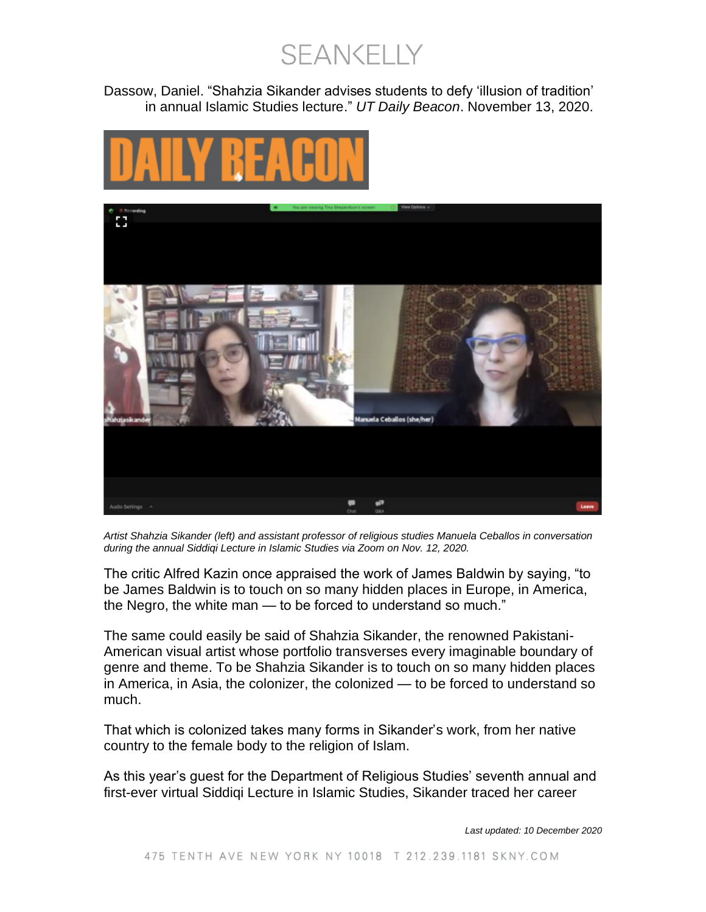Dassow, Daniel. "Shahzia Sikander advises students to defy 'illusion of tradition' in annual Islamic Studies lecture." *UT Daily Beacon*. November 13, 2020.

*Artist Shahzia Sikander (left) and assistant professor of religious studies Manuela Ceballos in conversation during the annual Siddiqi Lecture in Islamic Studies via Zoom on Nov. 12, 2020.*

The critic Alfred Kazin once appraised the work of James Baldwin by saying, "to be James Baldwin is to touch on so many hidden places in Europe, in America, the Negro, the white man — to be forced to understand so much."

The same could easily be said of Shahzia Sikander, the renowned Pakistani-American visual artist whose portfolio transverses every imaginable boundary of genre and theme. To be Shahzia Sikander is to touch on so many hidden places in America, in Asia, the colonizer, the colonized — to be forced to understand so much.

That which is colonized takes many forms in Sikander's work, from her native country to the female body to the religion of Islam.

As this year's guest for the Department of Religious Studies' seventh annual and first-ever virtual Siddiqi Lecture in Islamic Studies, Sikander traced her career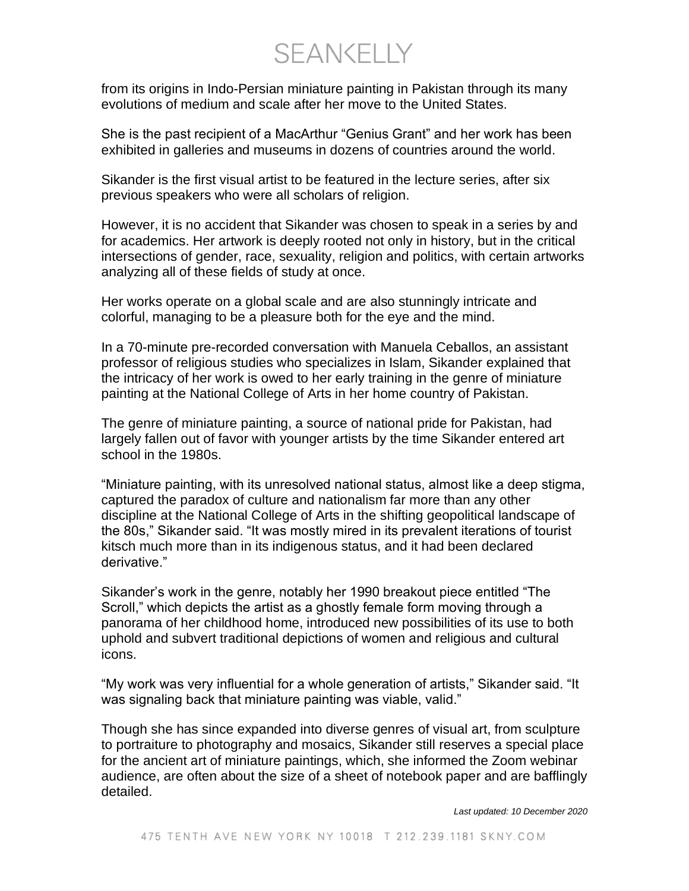from its origins in Indo-Persian miniature painting in Pakistan through its many evolutions of medium and scale after her move to the United States.

She is the past recipient of a MacArthur "Genius Grant" and her work has been exhibited in galleries and museums in dozens of countries around the world.

Sikander is the first visual artist to be featured in the lecture series, after six previous speakers who were all scholars of religion.

However, it is no accident that Sikander was chosen to speak in a series by and for academics. Her artwork is deeply rooted not only in history, but in the critical intersections of gender, race, sexuality, religion and politics, with certain artworks analyzing all of these fields of study at once.

Her works operate on a global scale and are also stunningly intricate and colorful, managing to be a pleasure both for the eye and the mind.

In a 70-minute pre-recorded conversation with Manuela Ceballos, an assistant professor of religious studies who specializes in Islam, Sikander explained that the intricacy of her work is owed to her early training in the genre of miniature painting at the National College of Arts in her home country of Pakistan.

The genre of miniature painting, a source of national pride for Pakistan, had largely fallen out of favor with younger artists by the time Sikander entered art school in the 1980s.

"Miniature painting, with its unresolved national status, almost like a deep stigma, captured the paradox of culture and nationalism far more than any other discipline at the National College of Arts in the shifting geopolitical landscape of the 80s," Sikander said. "It was mostly mired in its prevalent iterations of tourist kitsch much more than in its indigenous status, and it had been declared derivative."

Sikander's work in the genre, notably her 1990 breakout piece entitled "The Scroll," which depicts the artist as a ghostly female form moving through a panorama of her childhood home, introduced new possibilities of its use to both uphold and subvert traditional depictions of women and religious and cultural icons.

"My work was very influential for a whole generation of artists," Sikander said. "It was signaling back that miniature painting was viable, valid."

Though she has since expanded into diverse genres of visual art, from sculpture to portraiture to photography and mosaics, Sikander still reserves a special place for the ancient art of miniature paintings, which, she informed the Zoom webinar audience, are often about the size of a sheet of notebook paper and are bafflingly detailed.

*Last updated: 10 December 2020*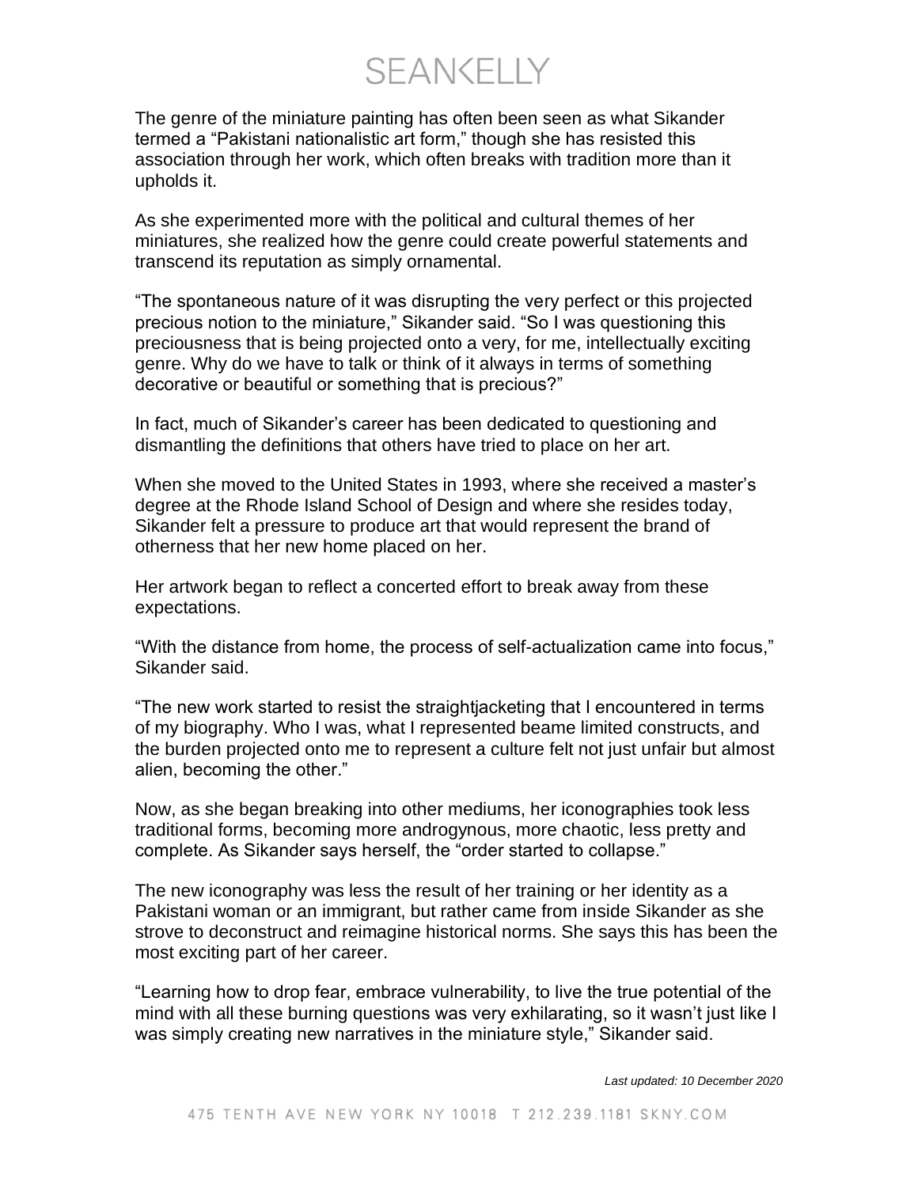The genre of the miniature painting has often been seen as what Sikander termed a "Pakistani nationalistic art form," though she has resisted this association through her work, which often breaks with tradition more than it upholds it.

As she experimented more with the political and cultural themes of her miniatures, she realized how the genre could create powerful statements and transcend its reputation as simply ornamental.

"The spontaneous nature of it was disrupting the very perfect or this projected precious notion to the miniature," Sikander said. "So I was questioning this preciousness that is being projected onto a very, for me, intellectually exciting genre. Why do we have to talk or think of it always in terms of something decorative or beautiful or something that is precious?"

In fact, much of Sikander's career has been dedicated to questioning and dismantling the definitions that others have tried to place on her art.

When she moved to the United States in 1993, where she received a master's degree at the Rhode Island School of Design and where she resides today, Sikander felt a pressure to produce art that would represent the brand of otherness that her new home placed on her.

Her artwork began to reflect a concerted effort to break away from these expectations.

"With the distance from home, the process of self-actualization came into focus," Sikander said.

"The new work started to resist the straightjacketing that I encountered in terms of my biography. Who I was, what I represented beame limited constructs, and the burden projected onto me to represent a culture felt not just unfair but almost alien, becoming the other."

Now, as she began breaking into other mediums, her iconographies took less traditional forms, becoming more androgynous, more chaotic, less pretty and complete. As Sikander says herself, the "order started to collapse."

The new iconography was less the result of her training or her identity as a Pakistani woman or an immigrant, but rather came from inside Sikander as she strove to deconstruct and reimagine historical norms. She says this has been the most exciting part of her career.

"Learning how to drop fear, embrace vulnerability, to live the true potential of the mind with all these burning questions was very exhilarating, so it wasn't just like I was simply creating new narratives in the miniature style," Sikander said.

*Last updated: 10 December 2020*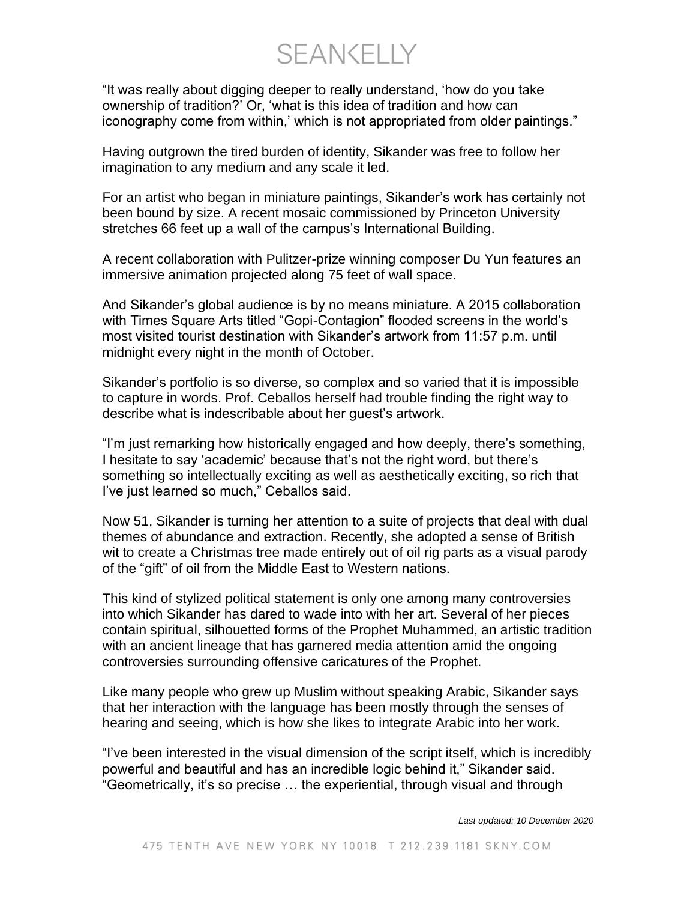"It was really about digging deeper to really understand, 'how do you take ownership of tradition?' Or, 'what is this idea of tradition and how can iconography come from within,' which is not appropriated from older paintings."

Having outgrown the tired burden of identity, Sikander was free to follow her imagination to any medium and any scale it led.

For an artist who began in miniature paintings, Sikander's work has certainly not been bound by size. A recent mosaic commissioned by Princeton University stretches 66 feet up a wall of the campus's International Building.

A recent collaboration with Pulitzer-prize winning composer Du Yun features an immersive animation projected along 75 feet of wall space.

And Sikander's global audience is by no means miniature. A 2015 collaboration with Times Square Arts titled "Gopi-Contagion" flooded screens in the world's most visited tourist destination with Sikander's artwork from 11:57 p.m. until midnight every night in the month of October.

Sikander's portfolio is so diverse, so complex and so varied that it is impossible to capture in words. Prof. Ceballos herself had trouble finding the right way to describe what is indescribable about her guest's artwork.

"I'm just remarking how historically engaged and how deeply, there's something, I hesitate to say 'academic' because that's not the right word, but there's something so intellectually exciting as well as aesthetically exciting, so rich that I've just learned so much," Ceballos said.

Now 51, Sikander is turning her attention to a suite of projects that deal with dual themes of abundance and extraction. Recently, she adopted a sense of British wit to create a Christmas tree made entirely out of oil rig parts as a visual parody of the "gift" of oil from the Middle East to Western nations.

This kind of stylized political statement is only one among many controversies into which Sikander has dared to wade into with her art. Several of her pieces contain spiritual, silhouetted forms of the Prophet Muhammed, an artistic tradition with an ancient lineage that has garnered media attention amid the ongoing controversies surrounding offensive caricatures of the Prophet.

Like many people who grew up Muslim without speaking Arabic, Sikander says that her interaction with the language has been mostly through the senses of hearing and seeing, which is how she likes to integrate Arabic into her work.

"I've been interested in the visual dimension of the script itself, which is incredibly powerful and beautiful and has an incredible logic behind it," Sikander said. "Geometrically, it's so precise … the experiential, through visual and through

*Last updated: 10 December 2020*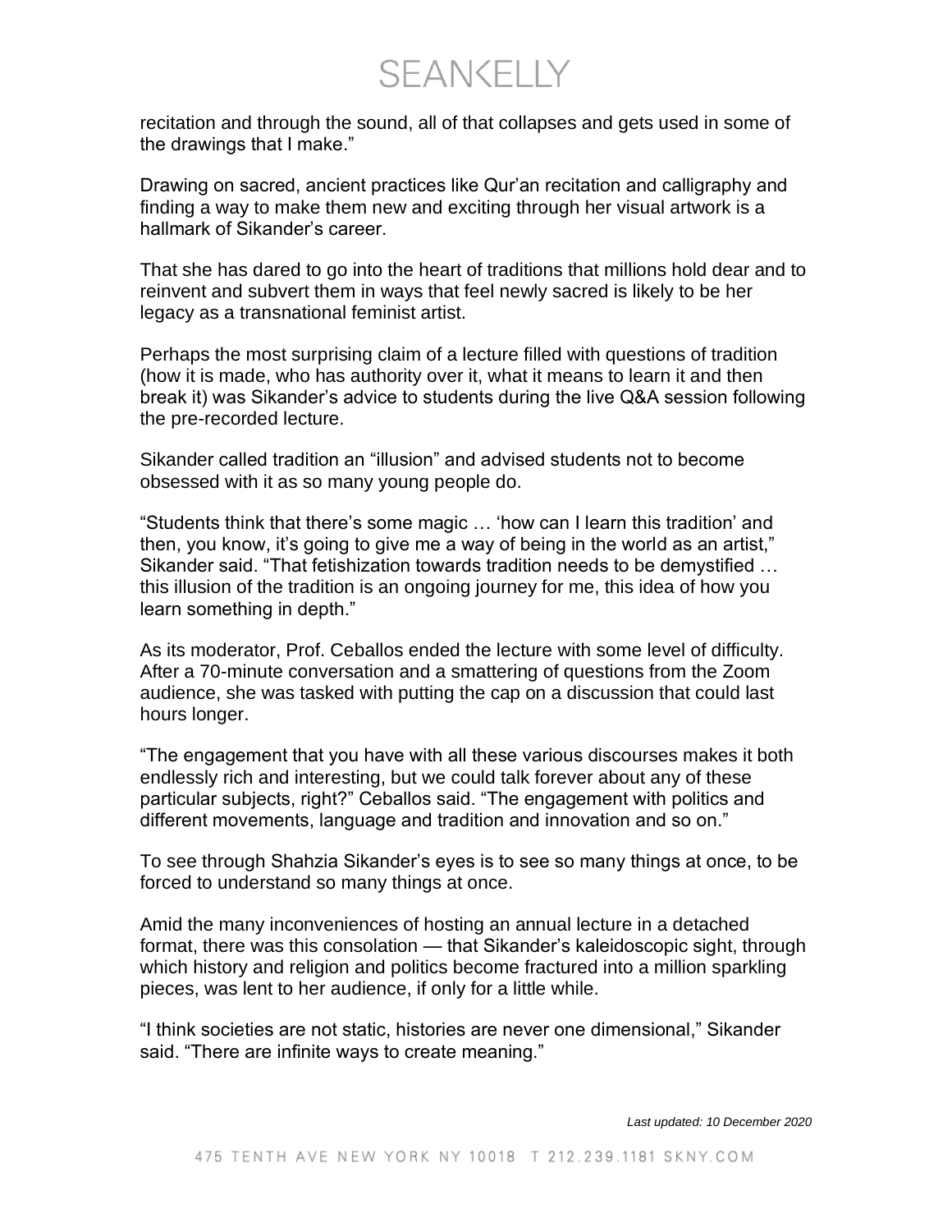recitation and through the sound, all of that collapses and gets used in some of the drawings that I make."

Drawing on sacred, ancient practices like Qur'an recitation and calligraphy and finding a way to make them new and exciting through her visual artwork is a hallmark of Sikander's career.

That she has dared to go into the heart of traditions that millions hold dear and to reinvent and subvert them in ways that feel newly sacred is likely to be her legacy as a transnational feminist artist.

Perhaps the most surprising claim of a lecture filled with questions of tradition (how it is made, who has authority over it, what it means to learn it and then break it) was Sikander's advice to students during the live Q&A session following the pre-recorded lecture.

Sikander called tradition an "illusion" and advised students not to become obsessed with it as so many young people do.

"Students think that there's some magic … 'how can I learn this tradition' and then, you know, it's going to give me a way of being in the world as an artist," Sikander said. "That fetishization towards tradition needs to be demystified … this illusion of the tradition is an ongoing journey for me, this idea of how you learn something in depth."

As its moderator, Prof. Ceballos ended the lecture with some level of difficulty. After a 70-minute conversation and a smattering of questions from the Zoom audience, she was tasked with putting the cap on a discussion that could last hours longer.

"The engagement that you have with all these various discourses makes it both endlessly rich and interesting, but we could talk forever about any of these particular subjects, right?" Ceballos said. "The engagement with politics and different movements, language and tradition and innovation and so on."

To see through Shahzia Sikander's eyes is to see so many things at once, to be forced to understand so many things at once.

Amid the many inconveniences of hosting an annual lecture in a detached format, there was this consolation — that Sikander's kaleidoscopic sight, through which history and religion and politics become fractured into a million sparkling pieces, was lent to her audience, if only for a little while.

"I think societies are not static, histories are never one dimensional," Sikander said. "There are infinite ways to create meaning."

*Last updated: 10 December 2020*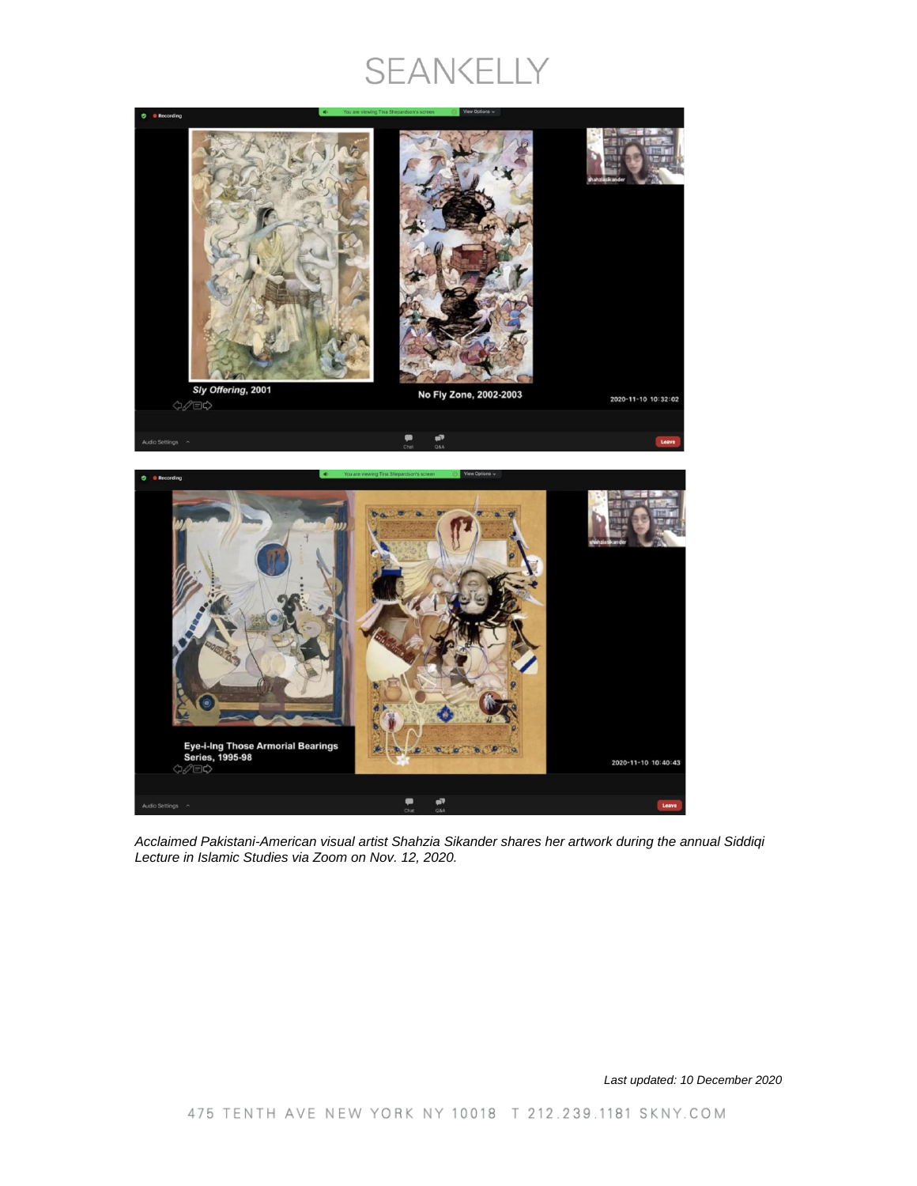*Acclaimed Pakistani-American visual artist Shahzia Sikander shares her artwork during the annual Siddiqi Lecture in Islamic Studies via Zoom on Nov. 12, 2020.*

*Last updated: 10 December 2020*